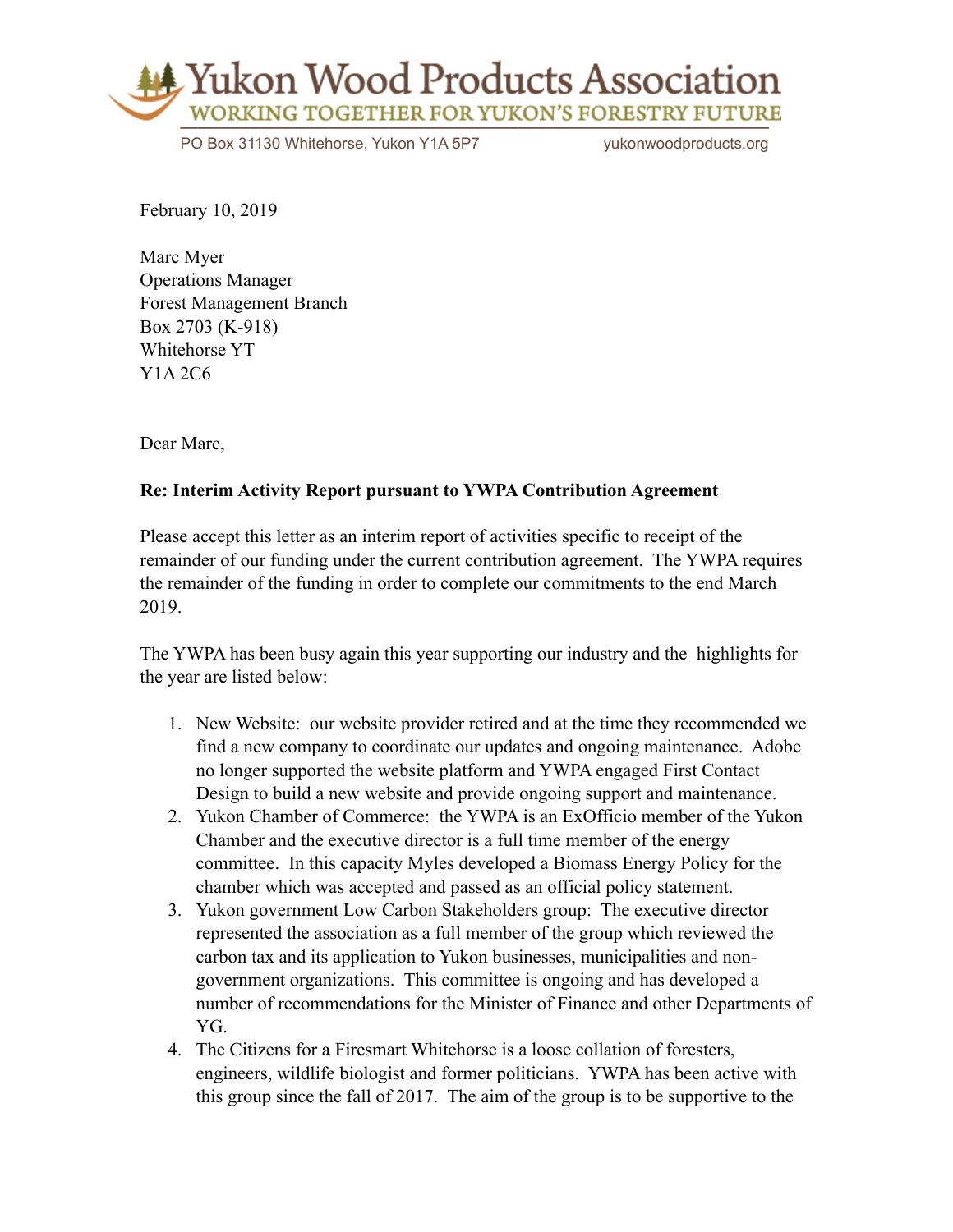# Yukon Wood Products Association

WORKING TOGETHER FOR YUKON'S FORESTRY FUTURE

PO Box 31130 Whitehorse, Yukon Y1A 5P7 yukonwoodproducts.org

February 10, 2019

Marc Myer
Operations Manager
Forest Management Branch
Box 2703 (K-918)
Whitehorse YT
Y1A 2C6

Dear Marc,

**Re: Interim Activity Report pursuant to YWPA Contribution Agreement**

Please accept this letter as an interim report of activities specific to receipt of the remainder of our funding under the current contribution agreement. The YWPA requires the remainder of the funding in order to complete our commitments to the end March 2019.

The YWPA has been busy again this year supporting our industry and the highlights for the year are listed below:

1. New Website: our website provider retired and at the time they recommended we find a new company to coordinate our updates and ongoing maintenance. Adobe no longer supported the website platform and YWPA engaged First Contact Design to build a new website and provide ongoing support and maintenance.
2. Yukon Chamber of Commerce: the YWPA is an ExOfficio member of the Yukon Chamber and the executive director is a full time member of the energy committee. In this capacity Myles developed a Biomass Energy Policy for the chamber which was accepted and passed as an official policy statement.
3. Yukon government Low Carbon Stakeholders group: The executive director represented the association as a full member of the group which reviewed the carbon tax and its application to Yukon businesses, municipalities and non-government organizations. This committee is ongoing and has developed a number of recommendations for the Minister of Finance and other Departments of YG.
4. The Citizens for a Firesmart Whitehorse is a loose collation of foresters, engineers, wildlife biologist and former politicians. YWPA has been active with this group since the fall of 2017. The aim of the group is to be supportive to the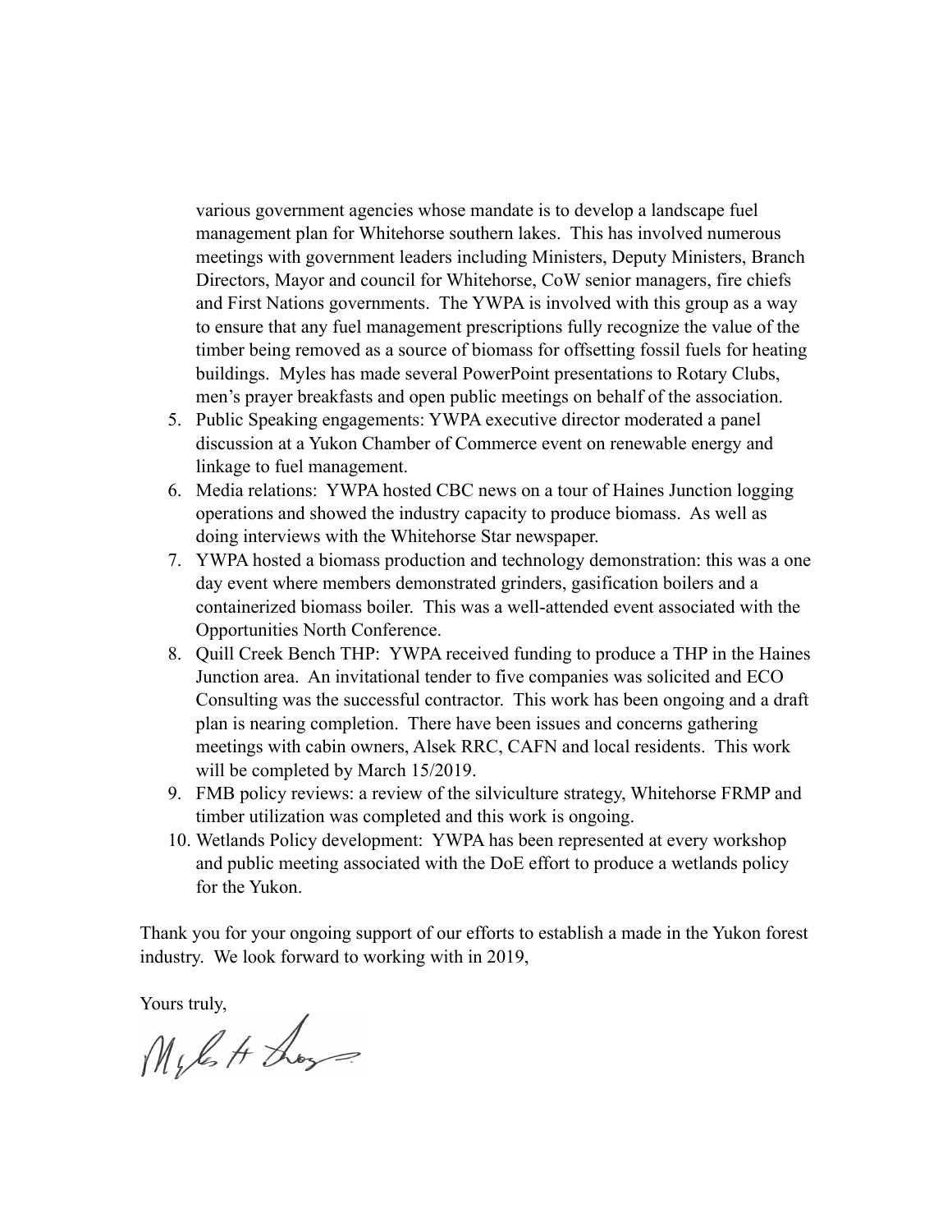various government agencies whose mandate is to develop a landscape fuel management plan for Whitehorse southern lakes. This has involved numerous meetings with government leaders including Ministers, Deputy Ministers, Branch Directors, Mayor and council for Whitehorse, CoW senior managers, fire chiefs and First Nations governments. The YWPA is involved with this group as a way to ensure that any fuel management prescriptions fully recognize the value of the timber being removed as a source of biomass for offsetting fossil fuels for heating buildings. Myles has made several PowerPoint presentations to Rotary Clubs, men's prayer breakfasts and open public meetings on behalf of the association.

5. Public Speaking engagements: YWPA executive director moderated a panel discussion at a Yukon Chamber of Commerce event on renewable energy and linkage to fuel management.
6. Media relations: YWPA hosted CBC news on a tour of Haines Junction logging operations and showed the industry capacity to produce biomass. As well as doing interviews with the Whitehorse Star newspaper.
7. YWPA hosted a biomass production and technology demonstration: this was a one day event where members demonstrated grinders, gasification boilers and a containerized biomass boiler. This was a well-attended event associated with the Opportunities North Conference.
8. Quill Creek Bench THP: YWPA received funding to produce a THP in the Haines Junction area. An invitational tender to five companies was solicited and ECO Consulting was the successful contractor. This work has been ongoing and a draft plan is nearing completion. There have been issues and concerns gathering meetings with cabin owners, Alsek RRC, CAFN and local residents. This work will be completed by March 15/2019.
9. FMB policy reviews: a review of the silviculture strategy, Whitehorse FRMP and timber utilization was completed and this work is ongoing.
10. Wetlands Policy development: YWPA has been represented at every workshop and public meeting associated with the DoE effort to produce a wetlands policy for the Yukon.

Thank you for your ongoing support of our efforts to establish a made in the Yukon forest industry. We look forward to working with in 2019,

Yours truly,

Myles H Thorp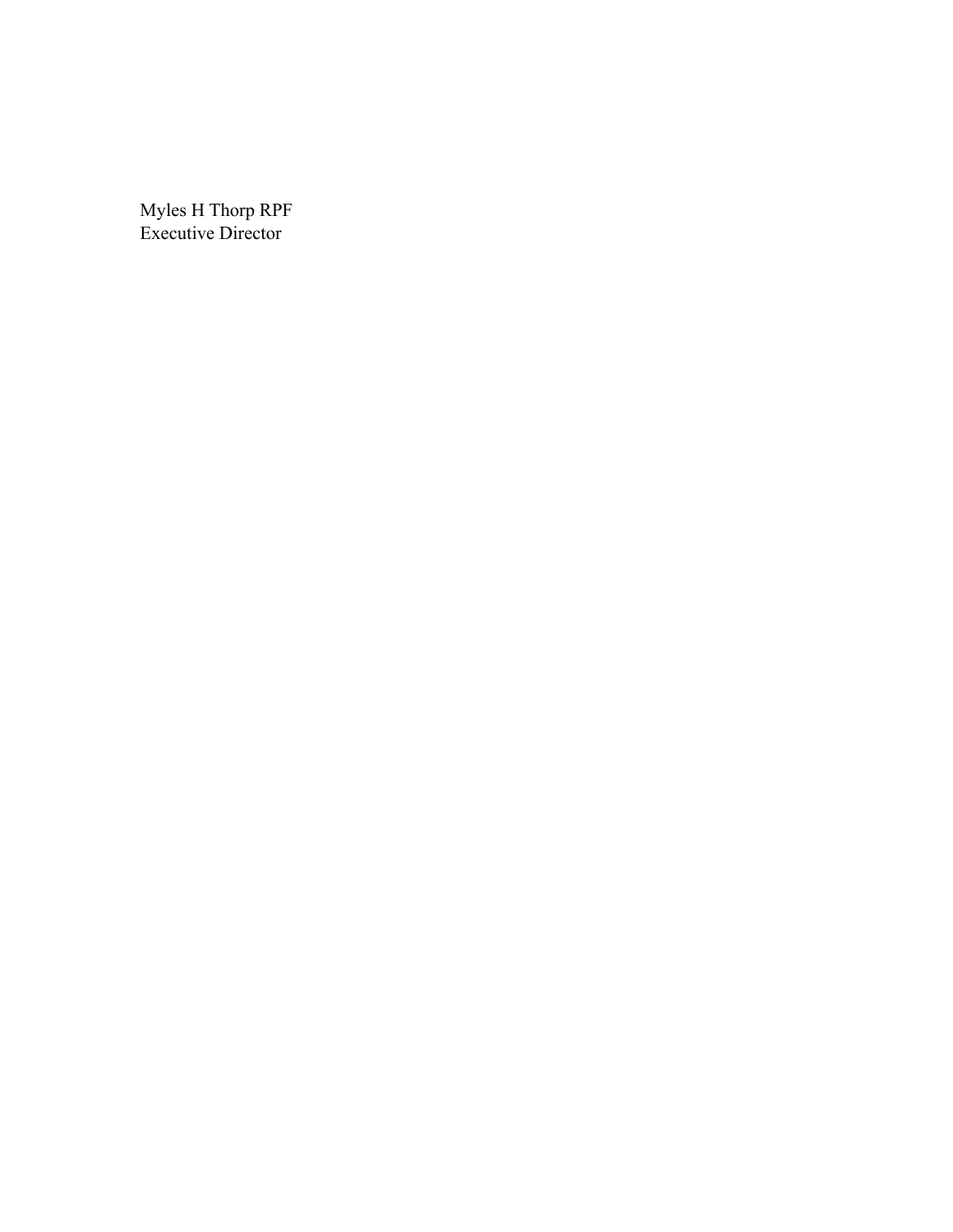Myles H Thorp RPF
Executive Director